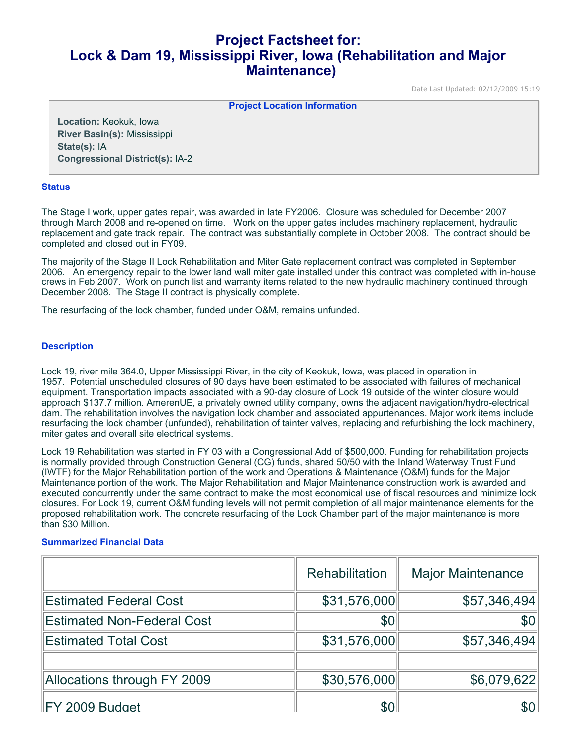# Project Factsheet for: Lock & Dam 19, Mississippi River, Iowa (Rehabilitation and Major Maintenance)

Date Last Updated: 02/12/2009 15:19

**Project Location Information**

**Location:** Keokuk, Iowa
**River Basin(s):** Mississippi
**State(s):** IA
**Congressional District(s):** IA-2

### Status

The Stage I work, upper gates repair, was awarded in late FY2006. Closure was scheduled for December 2007 through March 2008 and re-opened on time. Work on the upper gates includes machinery replacement, hydraulic replacement and gate track repair. The contract was substantially complete in October 2008. The contract should be completed and closed out in FY09.

The majority of the Stage II Lock Rehabilitation and Miter Gate replacement contract was completed in September 2006. An emergency repair to the lower land wall miter gate installed under this contract was completed with in-house crews in Feb 2007. Work on punch list and warranty items related to the new hydraulic machinery continued through December 2008. The Stage II contract is physically complete.

The resurfacing of the lock chamber, funded under O&M, remains unfunded.

### Description

Lock 19, river mile 364.0, Upper Mississippi River, in the city of Keokuk, Iowa, was placed in operation in 1957. Potential unscheduled closures of 90 days have been estimated to be associated with failures of mechanical equipment. Transportation impacts associated with a 90-day closure of Lock 19 outside of the winter closure would approach $137.7 million. AmerenUE, a privately owned utility company, owns the adjacent navigation/hydro-electrical dam. The rehabilitation involves the navigation lock chamber and associated appurtenances. Major work items include resurfacing the lock chamber (unfunded), rehabilitation of tainter valves, replacing and refurbishing the lock machinery, miter gates and overall site electrical systems.

Lock 19 Rehabilitation was started in FY 03 with a Congressional Add of $500,000. Funding for rehabilitation projects is normally provided through Construction General (CG) funds, shared 50/50 with the Inland Waterway Trust Fund (IWTF) for the Major Rehabilitation portion of the work and Operations & Maintenance (O&M) funds for the Major Maintenance portion of the work. The Major Rehabilitation and Major Maintenance construction work is awarded and executed concurrently under the same contract to make the most economical use of fiscal resources and minimize lock closures. For Lock 19, current O&M funding levels will not permit completion of all major maintenance elements for the proposed rehabilitation work. The concrete resurfacing of the Lock Chamber part of the major maintenance is more than $30 Million.

### Summarized Financial Data

| | Rehabilitation | Major Maintenance |
|---|---|---|
| Estimated Federal Cost | $31,576,000 | $57,346,494 |
| Estimated Non-Federal Cost | $0 | $0 |
| Estimated Total Cost | $31,576,000 | $57,346,494 |
| | | |
| Allocations through FY 2009 | $30,576,000 | $6,079,622 |
| FY 2009 Budget | $0 | $0 |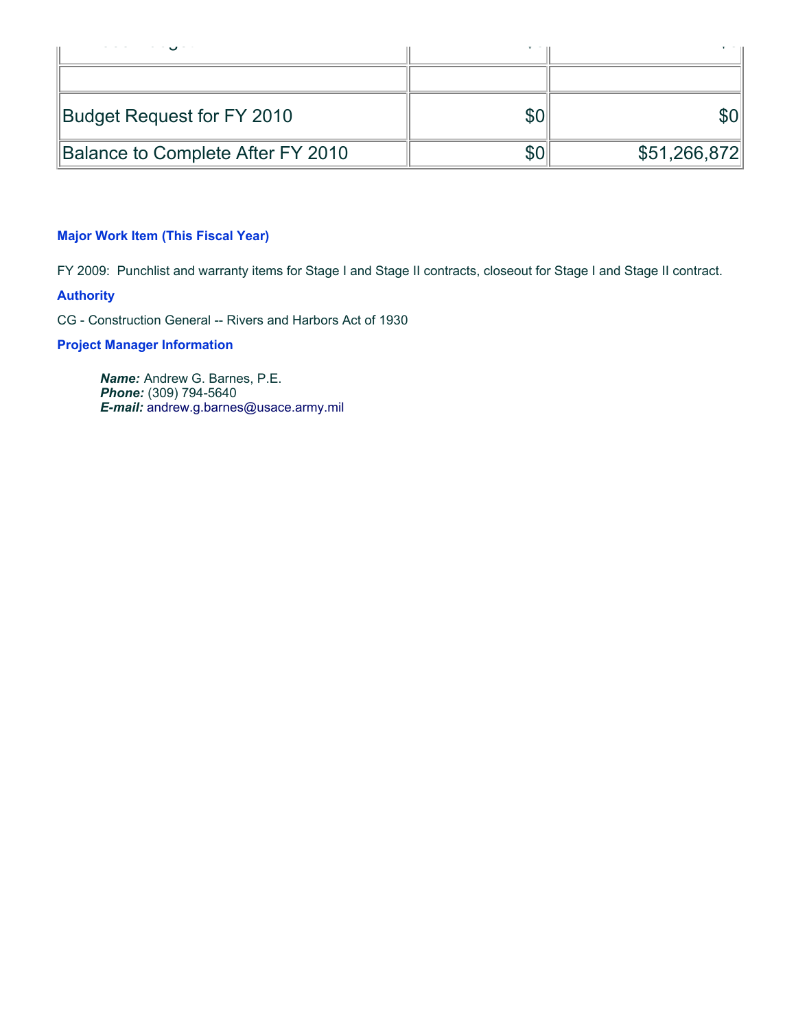| | | |
|---|---|---|
| | | |
| Budget Request for FY 2010 | $0 | $0 |
| Balance to Complete After FY 2010 | $0 | $51,266,872 |

**Major Work Item (This Fiscal Year)**

FY 2009: Punchlist and warranty items for Stage I and Stage II contracts, closeout for Stage I and Stage II contract.

**Authority**

CG - Construction General -- Rivers and Harbors Act of 1930

**Project Manager Information**

> ***Name:*** Andrew G. Barnes, P.E.
> ***Phone:*** (309) 794-5640
> ***E-mail:*** andrew.g.barnes@usace.army.mil